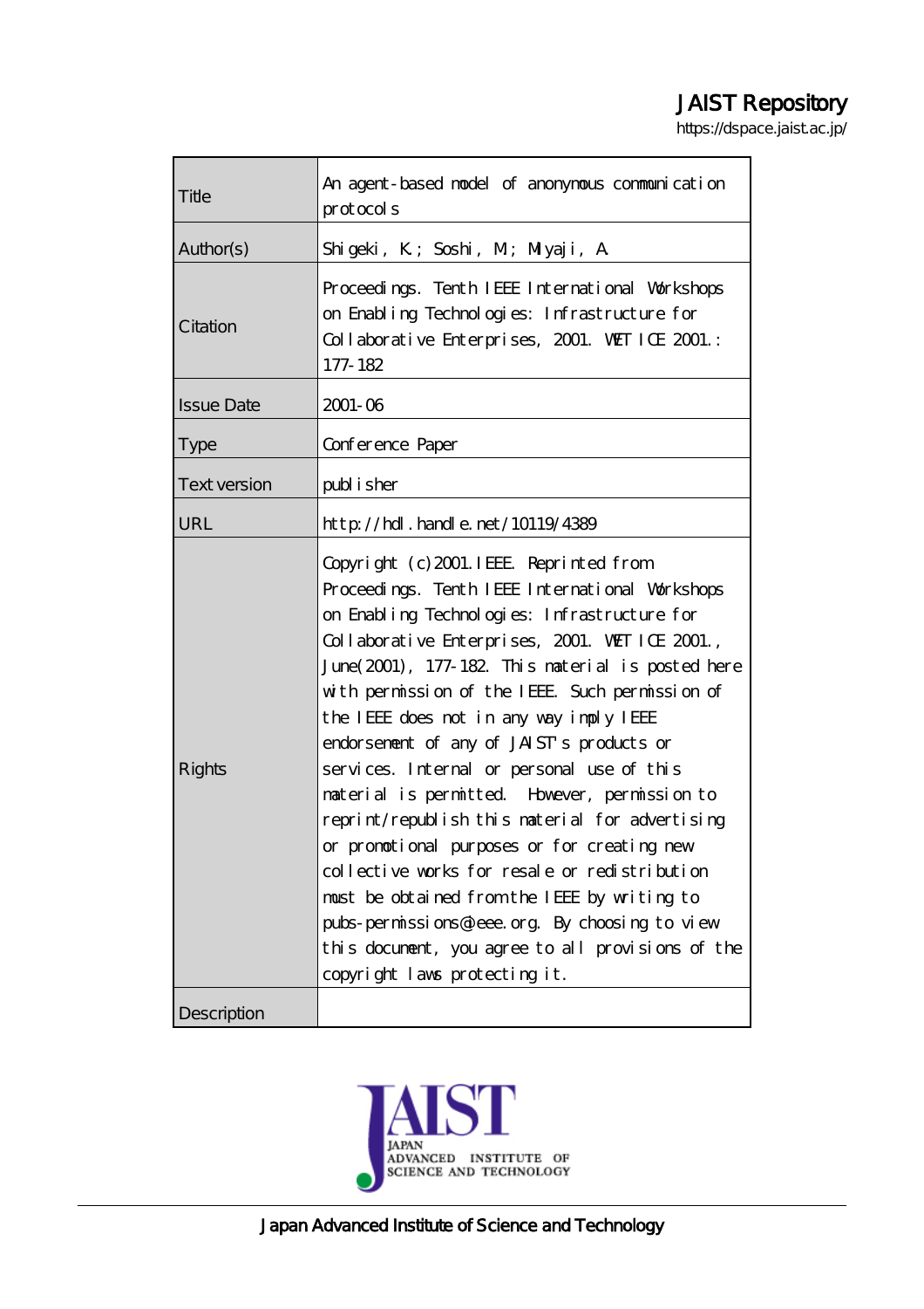JAIST Repository

https://dspace.jaist.ac.jp/

| | |
|---|---|
| Title | An agent-based model of anonymous communication protocols |
| Author(s) | Shigeki, K.; Soshi, M.; Miyaji, A. |
| Citation | Proceedings. Tenth IEEE International Workshops on Enabling Technologies: Infrastructure for Collaborative Enterprises, 2001. WET ICE 2001.: 177-182 |
| Issue Date | 2001-06 |
| Type | Conference Paper |
| Text version | publisher |
| URL | http://hdl.handle.net/10119/4389 |
| Rights | Copyright (c)2001 IEEE. Reprinted from Proceedings. Tenth IEEE International Workshops on Enabling Technologies: Infrastructure for Collaborative Enterprises, 2001. WET ICE 2001., June(2001), 177-182. This material is posted here with permission of the IEEE. Such permission of the IEEE does not in any way imply IEEE endorsement of any of JAIST's products or services. Internal or personal use of this material is permitted. However, permission to reprint/republish this material for advertising or promotional purposes or for creating new collective works for resale or redistribution must be obtained from the IEEE by writing to pubs-permissions@ieee.org. By choosing to view this document, you agree to all provisions of the copyright laws protecting it. |
| Description | |

JAIST JAPAN ADVANCED INSTITUTE OF SCIENCE AND TECHNOLOGY

Japan Advanced Institute of Science and Technology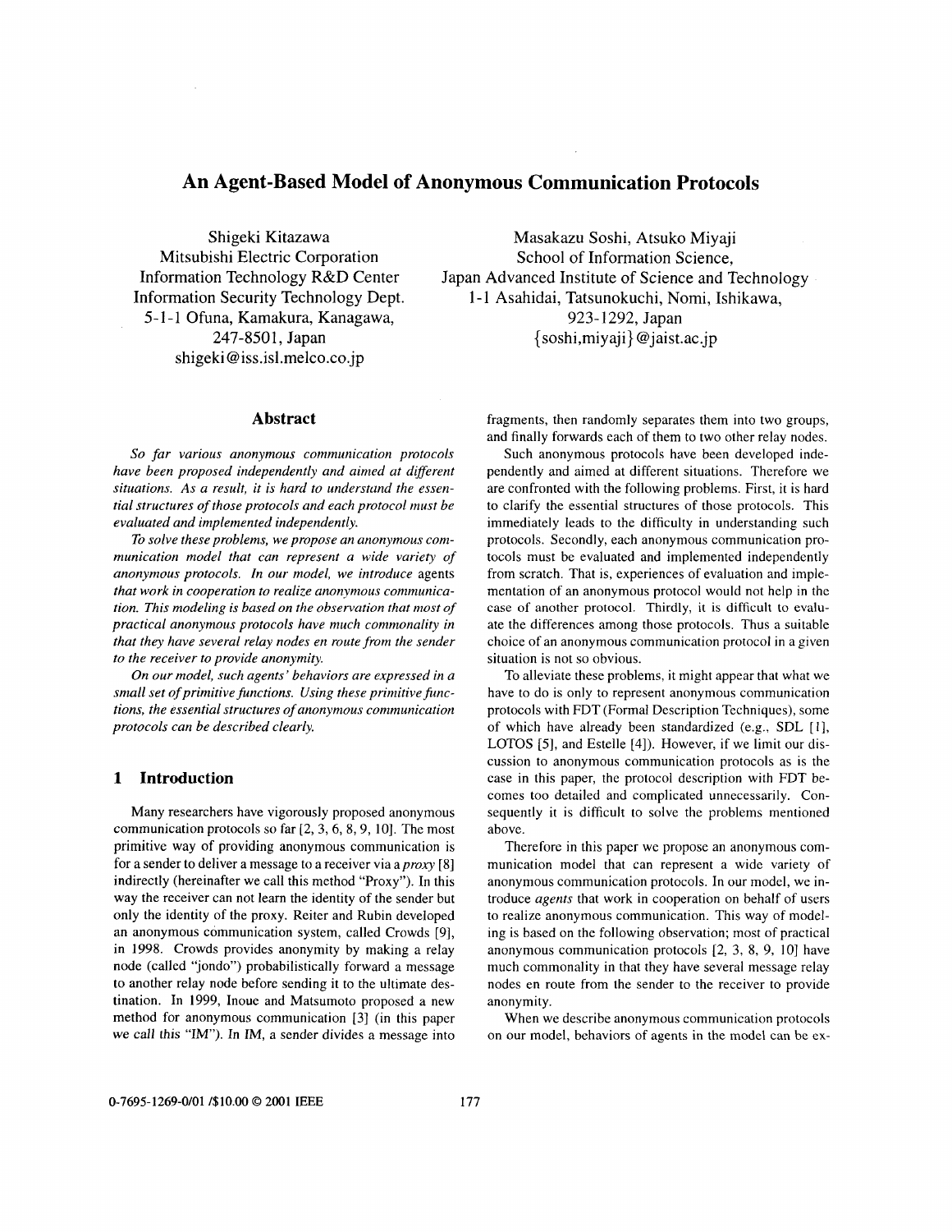# An Agent-Based Model of Anonymous Communication Protocols

Shigeki Kitazawa
Mitsubishi Electric Corporation
Information Technology R&D Center
Information Security Technology Dept.
5-1-1 Ofuna, Kamakura, Kanagawa,
247-8501, Japan
shigeki@iss.isl.melco.co.jp

Masakazu Soshi, Atsuko Miyaji
School of Information Science,
Japan Advanced Institute of Science and Technology
1-1 Asahidai, Tatsunokuchi, Nomi, Ishikawa,
923-1292, Japan
{soshi,miyaji}@jaist.ac.jp

## Abstract

*So far various anonymous communication protocols have been proposed independently and aimed at different situations. As a result, it is hard to understand the essential structures of those protocols and each protocol must be evaluated and implemented independently.*

*To solve these problems, we propose an anonymous communication model that can represent a wide variety of anonymous protocols. In our model, we introduce* agents *that work in cooperation to realize anonymous communication. This modeling is based on the observation that most of practical anonymous protocols have much commonality in that they have several relay nodes en route from the sender to the receiver to provide anonymity.*

*On our model, such agents' behaviors are expressed in a small set of primitive functions. Using these primitive functions, the essential structures of anonymous communication protocols can be described clearly.*

## 1 Introduction

Many researchers have vigorously proposed anonymous communication protocols so far [2, 3, 6, 8, 9, 10]. The most primitive way of providing anonymous communication is for a sender to deliver a message to a receiver via a *proxy* [8] indirectly (hereinafter we call this method "Proxy"). In this way the receiver can not learn the identity of the sender but only the identity of the proxy. Reiter and Rubin developed an anonymous communication system, called Crowds [9], in 1998. Crowds provides anonymity by making a relay node (called "jondo") probabilistically forward a message to another relay node before sending it to the ultimate destination. In 1999, Inoue and Matsumoto proposed a new method for anonymous communication [3] (in this paper we call this "IM"). In IM, a sender divides a message into fragments, then randomly separates them into two groups, and finally forwards each of them to two other relay nodes.

Such anonymous protocols have been developed independently and aimed at different situations. Therefore we are confronted with the following problems. First, it is hard to clarify the essential structures of those protocols. This immediately leads to the difficulty in understanding such protocols. Secondly, each anonymous communication protocols must be evaluated and implemented independently from scratch. That is, experiences of evaluation and implementation of an anonymous protocol would not help in the case of another protocol. Thirdly, it is difficult to evaluate the differences among those protocols. Thus a suitable choice of an anonymous communication protocol in a given situation is not so obvious.

To alleviate these problems, it might appear that what we have to do is only to represent anonymous communication protocols with FDT (Formal Description Techniques), some of which have already been standardized (e.g., SDL [1], LOTOS [5], and Estelle [4]). However, if we limit our discussion to anonymous communication protocols as is the case in this paper, the protocol description with FDT becomes too detailed and complicated unnecessarily. Consequently it is difficult to solve the problems mentioned above.

Therefore in this paper we propose an anonymous communication model that can represent a wide variety of anonymous communication protocols. In our model, we introduce *agents* that work in cooperation on behalf of users to realize anonymous communication. This way of modeling is based on the following observation; most of practical anonymous communication protocols [2, 3, 8, 9, 10] have much commonality in that they have several message relay nodes en route from the sender to the receiver to provide anonymity.

When we describe anonymous communication protocols on our model, behaviors of agents in the model can be ex-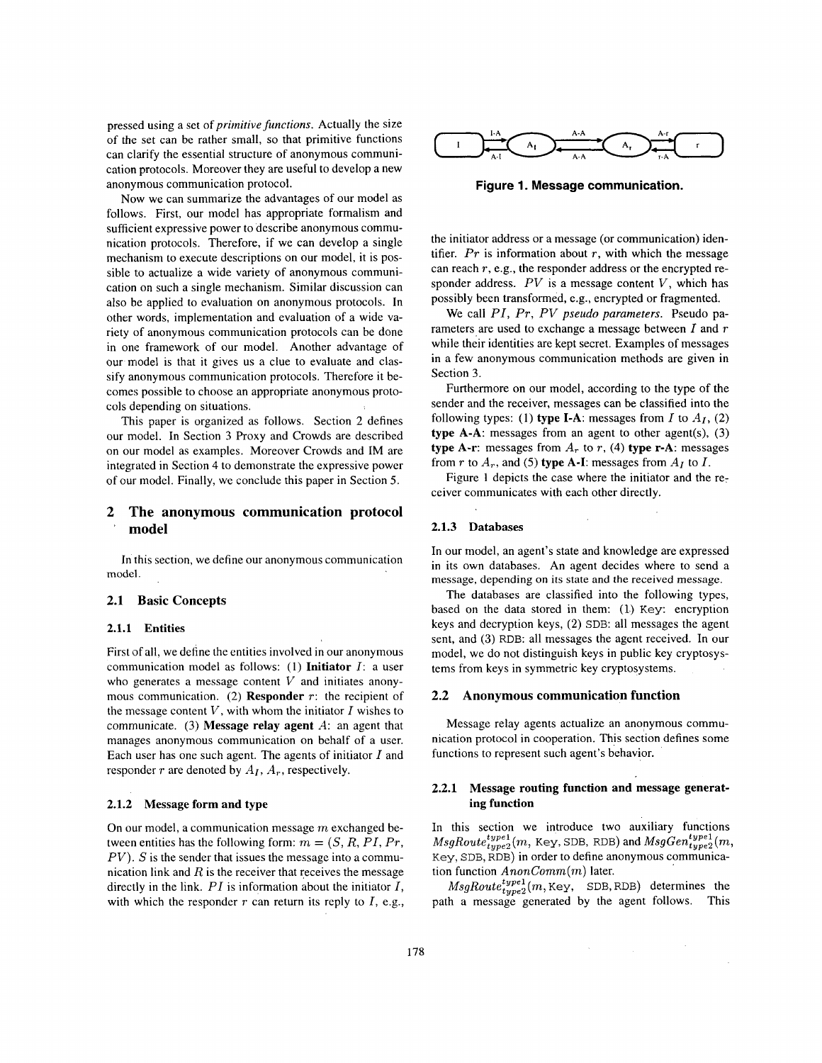pressed using a set of *primitive functions*. Actually the size of the set can be rather small, so that primitive functions can clarify the essential structure of anonymous communication protocols. Moreover they are useful to develop a new anonymous communication protocol.

Now we can summarize the advantages of our model as follows. First, our model has appropriate formalism and sufficient expressive power to describe anonymous communication protocols. Therefore, if we can develop a single mechanism to execute descriptions on our model, it is possible to actualize a wide variety of anonymous communication on such a single mechanism. Similar discussion can also be applied to evaluation on anonymous protocols. In other words, implementation and evaluation of a wide variety of anonymous communication protocols can be done in one framework of our model. Another advantage of our model is that it gives us a clue to evaluate and classify anonymous communication protocols. Therefore it becomes possible to choose an appropriate anonymous protocols depending on situations.

This paper is organized as follows. Section 2 defines our model. In Section 3 Proxy and Crowds are described on our model as examples. Moreover Crowds and IM are integrated in Section 4 to demonstrate the expressive power of our model. Finally, we conclude this paper in Section 5.

## 2 The anonymous communication protocol model

In this section, we define our anonymous communication model.

### 2.1 Basic Concepts

#### 2.1.1 Entities

First of all, we define the entities involved in our anonymous communication model as follows: (1) **Initiator** $I$: a user who generates a message content $V$ and initiates anonymous communication. (2) **Responder** $r$: the recipient of the message content $V$, with whom the initiator $I$ wishes to communicate. (3) **Message relay agent** $A$: an agent that manages anonymous communication on behalf of a user. Each user has one such agent. The agents of initiator $I$ and responder $r$ are denoted by $A_I$, $A_r$, respectively.

#### 2.1.2 Message form and type

On our model, a communication message $m$ exchanged between entities has the following form: $m = (S, R, PI, Pr, PV)$. $S$ is the sender that issues the message into a communication link and $R$ is the receiver that receives the message directly in the link. $PI$ is information about the initiator $I$, with which the responder $r$ can return its reply to $I$, e.g., the initiator address or a message (or communication) identifier. $Pr$ is information about $r$, with which the message can reach $r$, e.g., the responder address or the encrypted responder address. $PV$ is a message content $V$, which has possibly been transformed, e.g., encrypted or fragmented.

We call $PI$, $Pr$, $PV$ *pseudo parameters*. Pseudo parameters are used to exchange a message between $I$ and $r$ while their identities are kept secret. Examples of messages in a few anonymous communication methods are given in Section 3.

Furthermore on our model, according to the type of the sender and the receiver, messages can be classified into the following types: (1) **type I-A**: messages from $I$ to $A_I$, (2) **type A-A**: messages from an agent to other agent(s), (3) **type A-r**: messages from $A_r$ to $r$, (4) **type r-A**: messages from $r$ to $A_r$, and (5) **type A-I**: messages from $A_I$ to $I$.

Figure 1 depicts the case where the initiator and the receiver communicates with each other directly.

**Figure 1. Message communication.**

#### 2.1.3 Databases

In our model, an agent's state and knowledge are expressed in its own databases. An agent decides where to send a message, depending on its state and the received message.

The databases are classified into the following types, based on the data stored in them: (1) Key: encryption keys and decryption keys, (2) SDB: all messages the agent sent, and (3) RDB: all messages the agent received. In our model, we do not distinguish keys in public key cryptosystems from keys in symmetric key cryptosystems.

### 2.2 Anonymous communication function

Message relay agents actualize an anonymous communication protocol in cooperation. This section defines some functions to represent such agent's behavior.

#### 2.2.1 Message routing function and message generating function

In this section we introduce two auxiliary functions $MsgRoute^{type1}_{type2}(m, \text{Key}, \text{SDB}, \text{RDB})$ and $MsgGen^{type1}_{type2}(m, \text{Key}, \text{SDB}, \text{RDB})$ in order to define anonymous communication function $AnonComm(m)$ later.

$MsgRoute^{type1}_{type2}(m, \text{Key}, \text{SDB}, \text{RDB})$ determines the path a message generated by the agent follows. This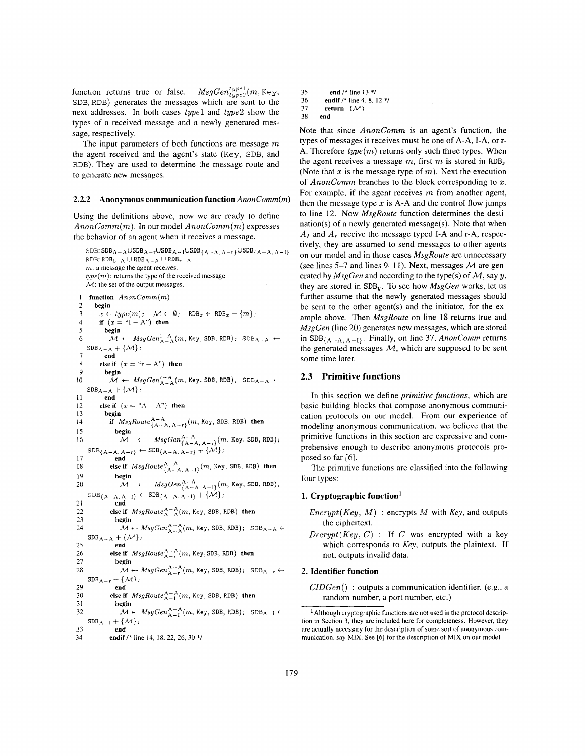function returns true or false. $MsgGen^{type1}_{type2}(m, \texttt{Key}, \texttt{SDB}, \texttt{RDB})$ generates the messages which are sent to the next addresses. In both cases *type*1 and *type*2 show the types of a received message and a newly generated message, respectively.

The input parameters of both functions are message $m$ the agent received and the agent's state (Key, SDB, and RDB). They are used to determine the message route and to generate new messages.

### 2.2.2 Anonymous communication function $AnonComm(m)$

Using the definitions above, now we are ready to define $AnonComm(m)$. In our model $AnonComm(m)$ expresses the behavior of an agent when it receives a message.

```
SDB: SDB_{A-A} ∪ SDB_{A-r} ∪ SDB_{A-I} ∪ SDB_{A-A, A-r} ∪ SDB_{A-A, A-I}
RDB: RDB_{I-A} ∪ RDB_{A-A} ∪ RDB_{r-A}
m: a message the agent receives.
type(m): returns the type of the received message.
M: the set of the output messages.

 1  function AnonComm(m)
 2    begin
 3      x ← type(m);   M ← ∅;   RDB_x ← RDB_x + {m};
 4      if (x = "I − A") then
 5        begin
 6          M ← MsgGen^{I-A}_{A-A}(m, Key, SDB, RDB);  SDB_{A-A} ← SDB_{A-A} + {M};
 7        end
 8      else if (x = "r − A") then
 9        begin
10          M ← MsgGen^{r-A}_{A-A}(m, Key, SDB, RDB);  SDB_{A-A} ← SDB_{A-A} + {M};
11        end
12      else if (x = "A − A") then
13        begin
14          if MsgRoute^{A-A}_{{A-A, A-r}}(m, Key, SDB, RDB) then
15            begin
16              M ← MsgGen^{A-A}_{{A-A, A-r}}(m, Key, SDB, RDB);
                SDB_{A-A, A-r} ← SDB_{A-A, A-r} + {M};
17            end
18          else if MsgRoute^{A-A}_{{A-A, A-I}}(m, Key, SDB, RDB) then
19            begin
20              M ← MsgGen^{A-A}_{{A-A, A-I}}(m, Key, SDB, RDB);
                SDB_{A-A, A-I} ← SDB_{A-A, A-I} + {M};
21            end
22          else if MsgRoute^{A-A}_{A-A}(m, Key, SDB, RDB) then
23            begin
24              M ← MsgGen^{A-A}_{A-A}(m, Key, SDB, RDB);  SDB_{A-A} ← SDB_{A-A} + {M};
25            end
26          else if MsgRoute^{A-A}_{A-r}(m, Key, SDB, RDB) then
27            begin
28              M ← MsgGen^{A-A}_{A-r}(m, Key, SDB, RDB);  SDB_{A-r} ← SDB_{A-r} + {M};
29            end
30          else if MsgRoute^{A-A}_{A-I}(m, Key, SDB, RDB) then
31            begin
32              M ← MsgGen^{A-A}_{A-I}(m, Key, SDB, RDB);  SDB_{A-I} ← SDB_{A-I} + {M};
33            end
34          endif /* line 14, 18, 22, 26, 30 */
35        end /* line 13 */
36      endif /* line 4, 8, 12 */
37      return (M)
38    end
```

Note that since $AnonComm$ is an agent's function, the types of messages it receives must be one of A-A, I-A, or r-A. Therefore $type(m)$ returns only such three types. When the agent receives a message $m$, first $m$ is stored in $\texttt{RDB}_x$ (Note that $x$ is the message type of $m$). Next the execution of $AnonComm$ branches to the block corresponding to $x$. For example, if the agent receives $m$ from another agent, then the message type $x$ is A-A and the control flow jumps to line 12. Now *MsgRoute* function determines the destination(s) of a newly generated message(s). Note that when $A_I$ and $A_r$ receive the message typed I-A and r-A, respectively, they are assumed to send messages to other agents on our model and in those cases *MsgRoute* are unnecessary (see lines 5–7 and lines 9–11). Next, messages $\mathcal{M}$ are generated by *MsgGen* and according to the type(s) of $\mathcal{M}$, say $y$, they are stored in $\texttt{SDB}_y$. To see how *MsgGen* works, let us further assume that the newly generated messages should be sent to the other agent(s) and the initiator, for the example above. Then *MsgRoute* on line 18 returns true and *MsgGen* (line 20) generates new messages, which are stored in $\texttt{SDB}_{\{A-A, A-I\}}$. Finally, on line 37, $AnonComm$ returns the generated messages $\mathcal{M}$, which are supposed to be sent some time later.

## 2.3 Primitive functions

In this section we define *primitive functions*, which are basic building blocks that compose anonymous communication protocols on our model. From our experience of modeling anonymous communication, we believe that the primitive functions in this section are expressive and comprehensive enough to describe anonymous protocols proposed so far [6].

The primitive functions are classified into the following four types:

**1. Cryptographic function**[1]

*Encrypt(Key, M)* : encrypts $M$ with *Key*, and outputs the ciphertext.

*Decrypt(Key, C)* : If $C$ was encrypted with a key which corresponds to *Key*, outputs the plaintext. If not, outputs invalid data.

**2. Identifier function**

*CIDGen*() : outputs a communication identifier. (e.g., a random number, a port number, etc.)

[1] Although cryptographic functions are not used in the protocol description in Section 3, they are included here for completeness. However, they are actually necessary for the description of some sort of anonymous communication, say MIX. See [6] for the description of MIX on our model.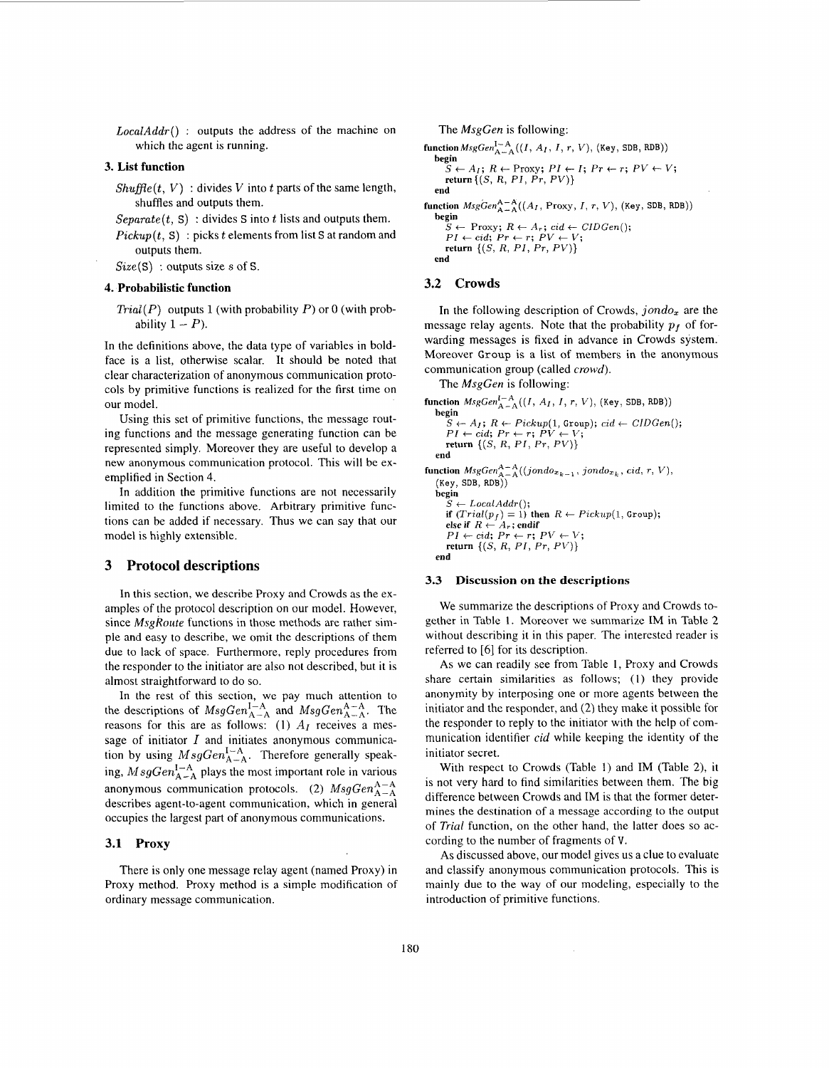*LocalAddr*() : outputs the address of the machine on which the agent is running.

**3. List function**

*Shuffle*($t$, $V$) : divides $V$ into $t$ parts of the same length, shuffles and outputs them.

*Separate*($t$, S) : divides S into $t$ lists and outputs them.

*Pickup*($t$, S) : picks $t$ elements from list S at random and outputs them.

*Size*(S) : outputs size $s$ of S.

**4. Probabilistic function**

*Trial*($P$) outputs 1 (with probability $P$) or 0 (with probability $1 - P$).

In the definitions above, the data type of variables in boldface is a list, otherwise scalar. It should be noted that clear characterization of anonymous communication protocols by primitive functions is realized for the first time on our model.

Using this set of primitive functions, the message routing functions and the message generating function can be represented simply. Moreover they are useful to develop a new anonymous communication protocol. This will be exemplified in Section 4.

In addition the primitive functions are not necessarily limited to the functions above. Arbitrary primitive functions can be added if necessary. Thus we can say that our model is highly extensible.

## 3 Protocol descriptions

In this section, we describe Proxy and Crowds as the examples of the protocol description on our model. However, since *MsgRoute* functions in those methods are rather simple and easy to describe, we omit the descriptions of them due to lack of space. Furthermore, reply procedures from the responder to the initiator are also not described, but it is almost straightforward to do so.

In the rest of this section, we pay much attention to the descriptions of $MsgGen^{\text{I-A}}_{\text{A-A}}$ and $MsgGen^{\text{A-A}}_{\text{A-A}}$. The reasons for this are as follows: (1) $A_I$ receives a message of initiator $I$ and initiates anonymous communication by using $MsgGen^{\text{I-A}}_{\text{A-A}}$. Therefore generally speaking, $MsgGen^{\text{I-A}}_{\text{A-A}}$ plays the most important role in various anonymous communication protocols. (2) $MsgGen^{\text{A-A}}_{\text{A-A}}$ describes agent-to-agent communication, which in general occupies the largest part of anonymous communications.

### 3.1 Proxy

There is only one message relay agent (named Proxy) in Proxy method. Proxy method is a simple modification of ordinary message communication.

The *MsgGen* is following:

```
function MsgGen^{I-A}_{A-A}((I, A_I, I, r, V), (Key, SDB, RDB))
  begin
    S ← A_I; R ← Proxy; PI ← I; Pr ← r; PV ← V;
    return {(S, R, PI, Pr, PV)}
  end

function MsgGen^{A-A}_{A-A}((A_I, Proxy, I, r, V), (Key, SDB, RDB))
  begin
    S ← Proxy; R ← A_r; cid ← CIDGen();
    PI ← cid; Pr ← r; PV ← V;
    return {(S, R, PI, Pr, PV)}
  end
```

### 3.2 Crowds

In the following description of Crowds, $jondo_x$ are the message relay agents. Note that the probability $p_f$ of forwarding messages is fixed in advance in Crowds system. Moreover Group is a list of members in the anonymous communication group (called *crowd*).

The *MsgGen* is following:

```
function MsgGen^{I-A}_{A-A}((I, A_I, I, r, V), (Key, SDB, RDB))
  begin
    S ← A_I; R ← Pickup(1, Group); cid ← CIDGen();
    PI ← cid; Pr ← r; PV ← V;
    return {(S, R, PI, Pr, PV)}
  end

function MsgGen^{A-A}_{A-A}((jondo_{x_{k-1}}, jondo_{x_k}, cid, r, V),
  (Key, SDB, RDB))
  begin
    S ← LocalAddr();
    if (Trial(p_f) = 1) then R ← Pickup(1, Group);
    else if R ← A_r; endif
    PI ← cid; Pr ← r; PV ← V;
    return {(S, R, PI, Pr, PV)}
  end
```

### 3.3 Discussion on the descriptions

We summarize the descriptions of Proxy and Crowds together in Table 1. Moreover we summarize IM in Table 2 without describing it in this paper. The interested reader is referred to [6] for its description.

As we can readily see from Table 1, Proxy and Crowds share certain similarities as follows; (1) they provide anonymity by interposing one or more agents between the initiator and the responder, and (2) they make it possible for the responder to reply to the initiator with the help of communication identifier *cid* while keeping the identity of the initiator secret.

With respect to Crowds (Table 1) and IM (Table 2), it is not very hard to find similarities between them. The big difference between Crowds and IM is that the former determines the destination of a message according to the output of *Trial* function, on the other hand, the latter does so according to the number of fragments of V.

As discussed above, our model gives us a clue to evaluate and classify anonymous communication protocols. This is mainly due to the way of our modeling, especially to the introduction of primitive functions.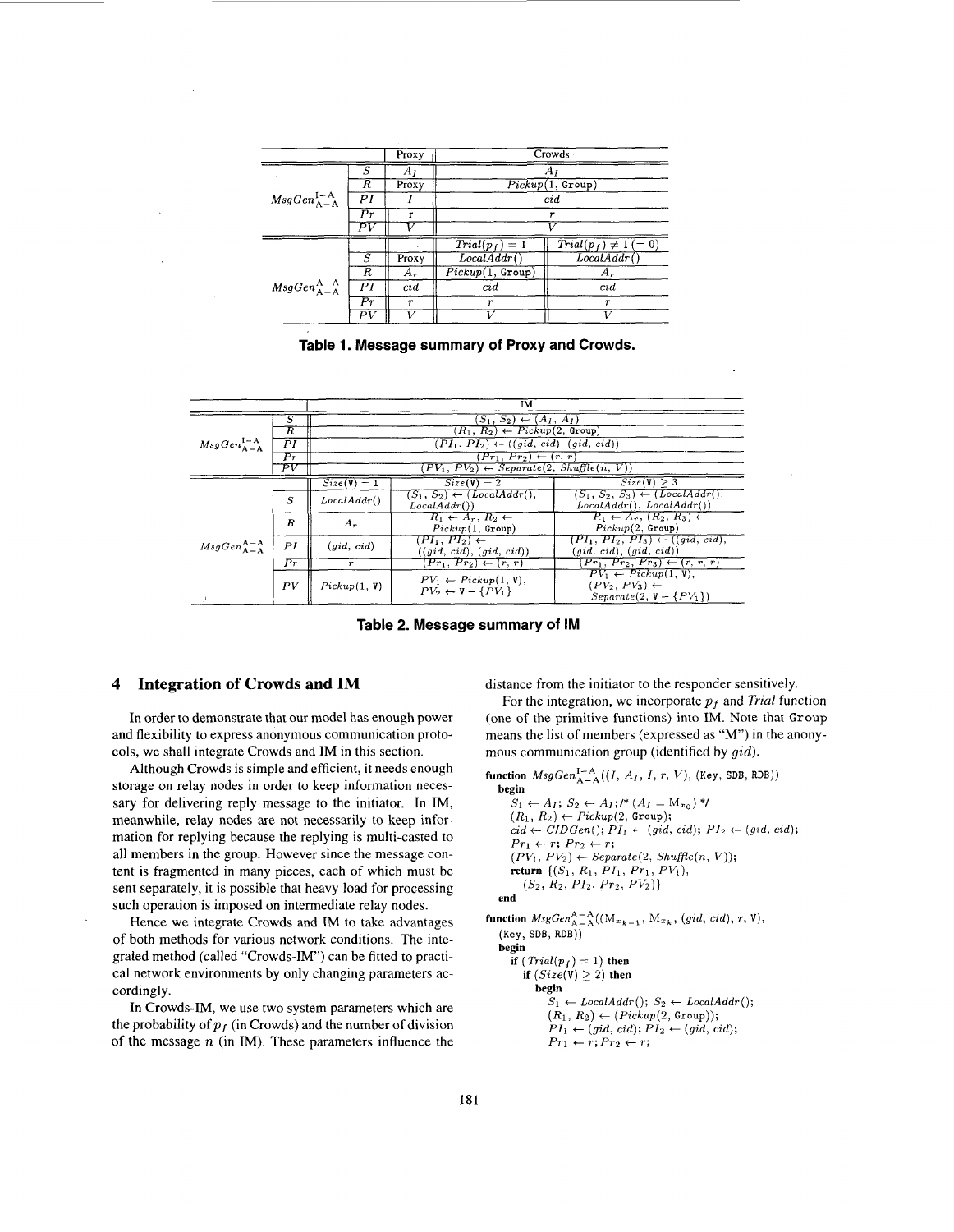| | | Proxy | Crowds | |
|---|---|---|---|---|
| $MsgGen^{\text{I-A}}_{\text{A-A}}$ | $S$ | $A_I$ | $A_I$ | |
| | $R$ | Proxy | $Pickup$(1, Group) | |
| | $PI$ | $I$ | $cid$ | |
| | $Pr$ | r | $r$ | |
| | $PV$ | $V$ | $V$ | |
| $MsgGen^{\text{A-A}}_{\text{A-A}}$ | | | $Trial(p_f) = 1$ | $Trial(p_f) \neq 1 (= 0)$ |
| | $S$ | Proxy | $LocalAddr()$ | $LocalAddr()$ |
| | $R$ | $A_r$ | $Pickup$(1, Group) | $A_r$ |
| | $PI$ | $cid$ | $cid$ | $cid$ |
| | $Pr$ | $r$ | $r$ | $r$ |
| | $PV$ | $V$ | $V$ | $V$ |

**Table 1. Message summary of Proxy and Crowds.**

| | | IM | | |
|---|---|---|---|---|
| $MsgGen^{\text{I-A}}_{\text{A-A}}$ | $S$ | $(S_1, S_2) \leftarrow (A_I, A_I)$ | | |
| | $R$ | $(R_1, R_2) \leftarrow Pickup$(2, Group) | | |
| | $PI$ | $(PI_1, PI_2) \leftarrow ((gid, cid), (gid, cid))$ | | |
| | $Pr$ | $(Pr_1, Pr_2) \leftarrow (r, r)$ | | |
| | $PV$ | $(PV_1, PV_2) \leftarrow Separate(2, Shuffle(n, V))$ | | |
| $MsgGen^{\text{A-A}}_{\text{A-A}}$ | | $Size(\mathtt{V}) = 1$ | $Size(\mathtt{V}) = 2$ | $Size(\mathtt{V}) \geq 3$ |
| | $S$ | $LocalAddr()$ | $(S_1, S_2) \leftarrow (LocalAddr(), LocalAddr())$ | $(S_1, S_2, S_3) \leftarrow (LocalAddr(), LocalAddr(), LocalAddr())$ |
| | $R$ | $A_r$ | $R_1 \leftarrow A_r$, $R_2 \leftarrow Pickup$(1, Group) | $R_1 \leftarrow A_r$, $(R_2, R_3) \leftarrow Pickup$(2, Group) |
| | $PI$ | $(gid, cid)$ | $(PI_1, PI_2) \leftarrow ((gid, cid), (gid, cid))$ | $(PI_1, PI_2, PI_3) \leftarrow ((gid, cid), (gid, cid), (gid, cid))$ |
| | $Pr$ | $r$ | $(Pr_1, Pr_2) \leftarrow (r, r)$ | $(Pr_1, Pr_2, Pr_3) \leftarrow (r, r, r)$ |
| | $PV$ | $Pickup(1, \mathtt{V})$ | $PV_1 \leftarrow Pickup(1, \mathtt{V})$, $PV_2 \leftarrow \mathtt{V} - \{PV_1\}$ | $PV_1 \leftarrow Pickup(1, \mathtt{V})$, $(PV_2, PV_3) \leftarrow Separate(2, \mathtt{V} - \{PV_1\})$ |

**Table 2. Message summary of IM**

## 4 Integration of Crowds and IM

In order to demonstrate that our model has enough power and flexibility to express anonymous communication protocols, we shall integrate Crowds and IM in this section.

Although Crowds is simple and efficient, it needs enough storage on relay nodes in order to keep information necessary for delivering reply message to the initiator. In IM, meanwhile, relay nodes are not necessarily to keep information for replying because the replying is multi-casted to all members in the group. However since the message content is fragmented in many pieces, each of which must be sent separately, it is possible that heavy load for processing such operation is imposed on intermediate relay nodes.

Hence we integrate Crowds and IM to take advantages of both methods for various network conditions. The integrated method (called "Crowds-IM") can be fitted to practical network environments by only changing parameters accordingly.

In Crowds-IM, we use two system parameters which are the probability of $p_f$ (in Crowds) and the number of division of the message $n$ (in IM). These parameters influence the distance from the initiator to the responder sensitively.

For the integration, we incorporate $p_f$ and *Trial* function (one of the primitive functions) into IM. Note that `Group` means the list of members (expressed as "M") in the anonymous communication group (identified by $gid$).

```
function MsgGen^{I-A}_{A-A}((I, A_I, I, r, V), (Key, SDB, RDB))
  begin
    S1 ← A_I; S2 ← A_I; /* (A_I = M_{x0}) */
    (R1, R2) ← Pickup(2, Group);
    cid ← CIDGen(); PI1 ← (gid, cid); PI2 ← (gid, cid);
    Pr1 ← r; Pr2 ← r;
    (PV1, PV2) ← Separate(2, Shuffle(n, V));
    return {(S1, R1, PI1, Pr1, PV1),
      (S2, R2, PI2, Pr2, PV2)}
  end

function MsgGen^{A-A}_{A-A}((M_{x_{k-1}}, M_{x_k}, (gid, cid), r, V),
  (Key, SDB, RDB))
  begin
    if (Trial(p_f) = 1) then
      if (Size(V) ≥ 2) then
        begin
          S1 ← LocalAddr(); S2 ← LocalAddr();
          (R1, R2) ← (Pickup(2, Group));
          PI1 ← (gid, cid); PI2 ← (gid, cid);
          Pr1 ← r; Pr2 ← r;
```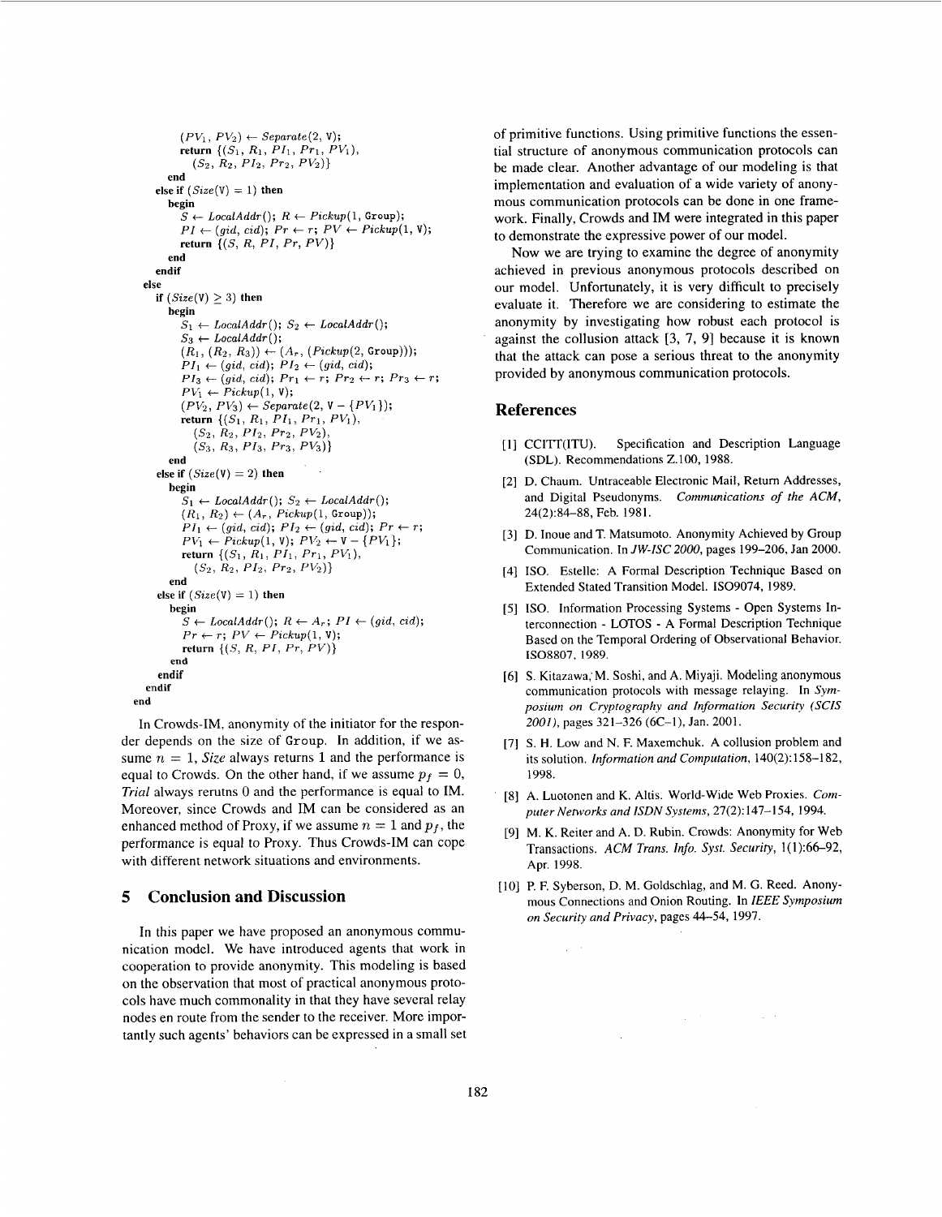```
            (PV_1, PV_2) ← Separate(2, V);
            return {(S_1, R_1, PI_1, Pr_1, PV_1),
                (S_2, R_2, PI_2, Pr_2, PV_2)}
        end
    else if (Size(V) = 1) then
        begin
            S ← LocalAddr(); R ← Pickup(1, Group);
            PI ← (gid, cid); Pr ← r; PV ← Pickup(1, V);
            return {(S, R, PI, Pr, PV)}
        end
    endif
else
    if (Size(V) ≥ 3) then
        begin
            S_1 ← LocalAddr(); S_2 ← LocalAddr();
            S_3 ← LocalAddr();
            (R_1, (R_2, R_3)) ← (A_r, (Pickup(2, Group)));
            PI_1 ← (gid, cid); PI_2 ← (gid, cid);
            PI_3 ← (gid, cid); Pr_1 ← r; Pr_2 ← r; Pr_3 ← r;
            PV_1 ← Pickup(1, V);
            (PV_2, PV_3) ← Separate(2, V − {PV_1});
            return {(S_1, R_1, PI_1, Pr_1, PV_1),
                (S_2, R_2, PI_2, Pr_2, PV_2),
                (S_3, R_3, PI_3, Pr_3, PV_3)}
        end
    else if (Size(V) = 2) then
        begin
            S_1 ← LocalAddr(); S_2 ← LocalAddr();
            (R_1, R_2) ← (A_r, Pickup(1, Group));
            PI_1 ← (gid, cid); PI_2 ← (gid, cid); Pr ← r;
            PV_1 ← Pickup(1, V); PV_2 ← V − {PV_1};
            return {(S_1, R_1, PI_1, Pr_1, PV_1),
                (S_2, R_2, PI_2, Pr_2, PV_2)}
        end
    else if (Size(V) = 1) then
        begin
            S ← LocalAddr(); R ← A_r; PI ← (gid, cid);
            Pr ← r; PV ← Pickup(1, V);
            return {(S, R, PI, Pr, PV)}
        end
    endif
endif
end
```

In Crowds-IM, anonymity of the initiator for the responder depends on the size of Group. In addition, if we assume $n = 1$, *Size* always returns 1 and the performance is equal to Crowds. On the other hand, if we assume $p_f = 0$, *Trial* always rerutns 0 and the performance is equal to IM. Moreover, since Crowds and IM can be considered as an enhanced method of Proxy, if we assume $n = 1$ and $p_f$, the performance is equal to Proxy. Thus Crowds-IM can cope with different network situations and environments.

## 5 Conclusion and Discussion

In this paper we have proposed an anonymous communication model. We have introduced agents that work in cooperation to provide anonymity. This modeling is based on the observation that most of practical anonymous protocols have much commonality in that they have several relay nodes en route from the sender to the receiver. More importantly such agents' behaviors can be expressed in a small set of primitive functions. Using primitive functions the essential structure of anonymous communication protocols can be made clear. Another advantage of our modeling is that implementation and evaluation of a wide variety of anonymous communication protocols can be done in one framework. Finally, Crowds and IM were integrated in this paper to demonstrate the expressive power of our model.

Now we are trying to examine the degree of anonymity achieved in previous anonymous protocols described on our model. Unfortunately, it is very difficult to precisely evaluate it. Therefore we are considering to estimate the anonymity by investigating how robust each protocol is against the collusion attack [3, 7, 9] because it is known that the attack can pose a serious threat to the anonymity provided by anonymous communication protocols.

## References

[1] CCITT(ITU). Specification and Description Language (SDL). Recommendations Z.100, 1988.

[2] D. Chaum. Untraceable Electronic Mail, Return Addresses, and Digital Pseudonyms. *Communications of the ACM*, 24(2):84–88, Feb. 1981.

[3] D. Inoue and T. Matsumoto. Anonymity Achieved by Group Communication. In *JW-ISC 2000*, pages 199–206, Jan 2000.

[4] ISO. Estelle: A Formal Description Technique Based on Extended Stated Transition Model. ISO9074, 1989.

[5] ISO. Information Processing Systems - Open Systems Interconnection - LOTOS - A Formal Description Technique Based on the Temporal Ordering of Observational Behavior. ISO8807, 1989.

[6] S. Kitazawa, M. Soshi, and A. Miyaji. Modeling anonymous communication protocols with message relaying. In *Symposium on Cryptography and Information Security (SCIS 2001)*, pages 321–326 (6C-1), Jan. 2001.

[7] S. H. Low and N. F. Maxemchuk. A collusion problem and its solution. *Information and Computation*, 140(2):158–182, 1998.

[8] A. Luotonen and K. Altis. World-Wide Web Proxies. *Computer Networks and ISDN Systems*, 27(2):147–154, 1994.

[9] M. K. Reiter and A. D. Rubin. Crowds: Anonymity for Web Transactions. *ACM Trans. Info. Syst. Security*, 1(1):66–92, Apr. 1998.

[10] P. F. Syberson, D. M. Goldschlag, and M. G. Reed. Anonymous Connections and Onion Routing. In *IEEE Symposium on Security and Privacy*, pages 44–54, 1997.